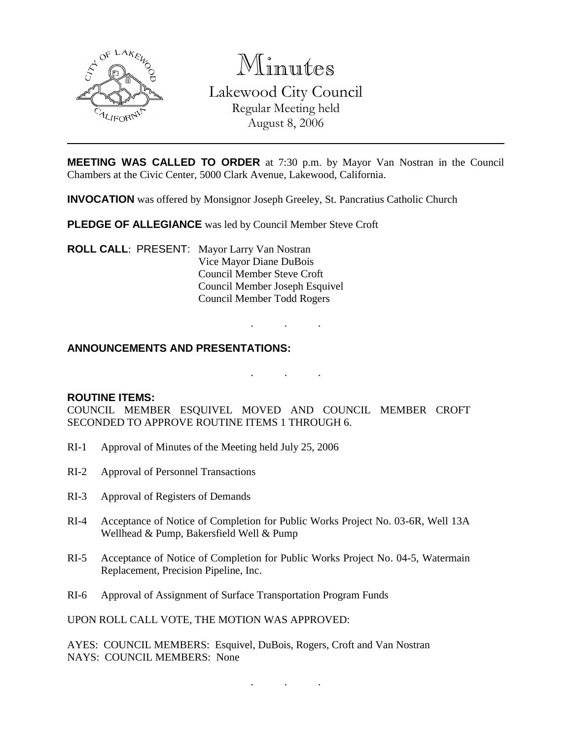# Minutes

## Lakewood City Council

Regular Meeting held
August 8, 2006

---

**MEETING WAS CALLED TO ORDER** at 7:30 p.m. by Mayor Van Nostran in the Council Chambers at the Civic Center, 5000 Clark Avenue, Lakewood, California.

**INVOCATION** was offered by Monsignor Joseph Greeley, St. Pancratius Catholic Church

**PLEDGE OF ALLEGIANCE** was led by Council Member Steve Croft

**ROLL CALL**: PRESENT: Mayor Larry Van Nostran
Vice Mayor Diane DuBois
Council Member Steve Croft
Council Member Joseph Esquivel
Council Member Todd Rogers

. . .

**ANNOUNCEMENTS AND PRESENTATIONS:**

. . .

**ROUTINE ITEMS:**

COUNCIL MEMBER ESQUIVEL MOVED AND COUNCIL MEMBER CROFT SECONDED TO APPROVE ROUTINE ITEMS 1 THROUGH 6.

RI-1 Approval of Minutes of the Meeting held July 25, 2006

RI-2 Approval of Personnel Transactions

RI-3 Approval of Registers of Demands

RI-4 Acceptance of Notice of Completion for Public Works Project No. 03-6R, Well 13A Wellhead & Pump, Bakersfield Well & Pump

RI-5 Acceptance of Notice of Completion for Public Works Project No. 04-5, Watermain Replacement, Precision Pipeline, Inc.

RI-6 Approval of Assignment of Surface Transportation Program Funds

UPON ROLL CALL VOTE, THE MOTION WAS APPROVED:

AYES: COUNCIL MEMBERS: Esquivel, DuBois, Rogers, Croft and Van Nostran
NAYS: COUNCIL MEMBERS: None

. . .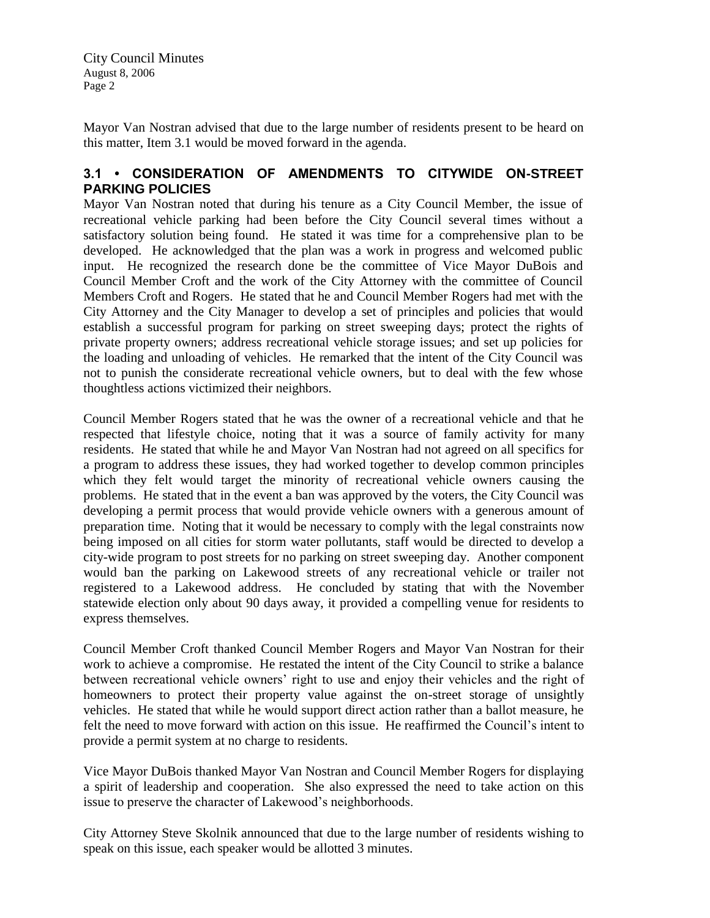Mayor Van Nostran advised that due to the large number of residents present to be heard on this matter, Item 3.1 would be moved forward in the agenda.

### 3.1 • CONSIDERATION OF AMENDMENTS TO CITYWIDE ON-STREET PARKING POLICIES

Mayor Van Nostran noted that during his tenure as a City Council Member, the issue of recreational vehicle parking had been before the City Council several times without a satisfactory solution being found. He stated it was time for a comprehensive plan to be developed. He acknowledged that the plan was a work in progress and welcomed public input. He recognized the research done be the committee of Vice Mayor DuBois and Council Member Croft and the work of the City Attorney with the committee of Council Members Croft and Rogers. He stated that he and Council Member Rogers had met with the City Attorney and the City Manager to develop a set of principles and policies that would establish a successful program for parking on street sweeping days; protect the rights of private property owners; address recreational vehicle storage issues; and set up policies for the loading and unloading of vehicles. He remarked that the intent of the City Council was not to punish the considerate recreational vehicle owners, but to deal with the few whose thoughtless actions victimized their neighbors.

Council Member Rogers stated that he was the owner of a recreational vehicle and that he respected that lifestyle choice, noting that it was a source of family activity for many residents. He stated that while he and Mayor Van Nostran had not agreed on all specifics for a program to address these issues, they had worked together to develop common principles which they felt would target the minority of recreational vehicle owners causing the problems. He stated that in the event a ban was approved by the voters, the City Council was developing a permit process that would provide vehicle owners with a generous amount of preparation time. Noting that it would be necessary to comply with the legal constraints now being imposed on all cities for storm water pollutants, staff would be directed to develop a city-wide program to post streets for no parking on street sweeping day. Another component would ban the parking on Lakewood streets of any recreational vehicle or trailer not registered to a Lakewood address. He concluded by stating that with the November statewide election only about 90 days away, it provided a compelling venue for residents to express themselves.

Council Member Croft thanked Council Member Rogers and Mayor Van Nostran for their work to achieve a compromise. He restated the intent of the City Council to strike a balance between recreational vehicle owners' right to use and enjoy their vehicles and the right of homeowners to protect their property value against the on-street storage of unsightly vehicles. He stated that while he would support direct action rather than a ballot measure, he felt the need to move forward with action on this issue. He reaffirmed the Council's intent to provide a permit system at no charge to residents.

Vice Mayor DuBois thanked Mayor Van Nostran and Council Member Rogers for displaying a spirit of leadership and cooperation. She also expressed the need to take action on this issue to preserve the character of Lakewood's neighborhoods.

City Attorney Steve Skolnik announced that due to the large number of residents wishing to speak on this issue, each speaker would be allotted 3 minutes.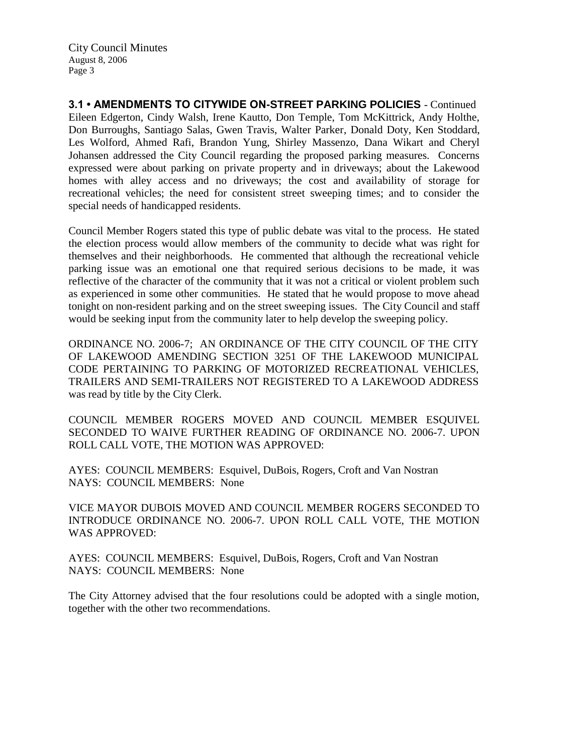**3.1 • AMENDMENTS TO CITYWIDE ON-STREET PARKING POLICIES** - Continued
Eileen Edgerton, Cindy Walsh, Irene Kautto, Don Temple, Tom McKittrick, Andy Holthe, Don Burroughs, Santiago Salas, Gwen Travis, Walter Parker, Donald Doty, Ken Stoddard, Les Wolford, Ahmed Rafi, Brandon Yung, Shirley Massenzo, Dana Wikart and Cheryl Johansen addressed the City Council regarding the proposed parking measures. Concerns expressed were about parking on private property and in driveways; about the Lakewood homes with alley access and no driveways; the cost and availability of storage for recreational vehicles; the need for consistent street sweeping times; and to consider the special needs of handicapped residents.

Council Member Rogers stated this type of public debate was vital to the process. He stated the election process would allow members of the community to decide what was right for themselves and their neighborhoods. He commented that although the recreational vehicle parking issue was an emotional one that required serious decisions to be made, it was reflective of the character of the community that it was not a critical or violent problem such as experienced in some other communities. He stated that he would propose to move ahead tonight on non-resident parking and on the street sweeping issues. The City Council and staff would be seeking input from the community later to help develop the sweeping policy.

ORDINANCE NO. 2006-7; AN ORDINANCE OF THE CITY COUNCIL OF THE CITY OF LAKEWOOD AMENDING SECTION 3251 OF THE LAKEWOOD MUNICIPAL CODE PERTAINING TO PARKING OF MOTORIZED RECREATIONAL VEHICLES, TRAILERS AND SEMI-TRAILERS NOT REGISTERED TO A LAKEWOOD ADDRESS was read by title by the City Clerk.

COUNCIL MEMBER ROGERS MOVED AND COUNCIL MEMBER ESQUIVEL SECONDED TO WAIVE FURTHER READING OF ORDINANCE NO. 2006-7. UPON ROLL CALL VOTE, THE MOTION WAS APPROVED:

AYES: COUNCIL MEMBERS: Esquivel, DuBois, Rogers, Croft and Van Nostran
NAYS: COUNCIL MEMBERS: None

VICE MAYOR DUBOIS MOVED AND COUNCIL MEMBER ROGERS SECONDED TO INTRODUCE ORDINANCE NO. 2006-7. UPON ROLL CALL VOTE, THE MOTION WAS APPROVED:

AYES: COUNCIL MEMBERS: Esquivel, DuBois, Rogers, Croft and Van Nostran
NAYS: COUNCIL MEMBERS: None

The City Attorney advised that the four resolutions could be adopted with a single motion, together with the other two recommendations.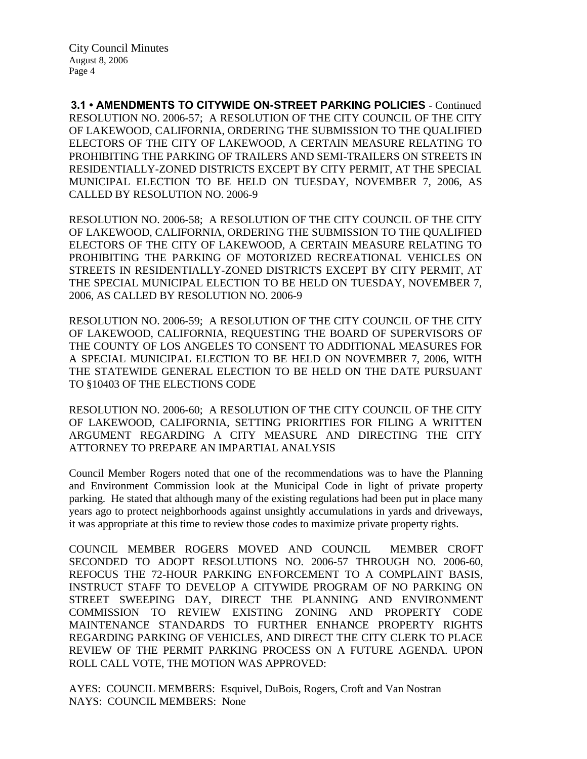**3.1 • AMENDMENTS TO CITYWIDE ON-STREET PARKING POLICIES** - Continued
RESOLUTION NO. 2006-57; A RESOLUTION OF THE CITY COUNCIL OF THE CITY OF LAKEWOOD, CALIFORNIA, ORDERING THE SUBMISSION TO THE QUALIFIED ELECTORS OF THE CITY OF LAKEWOOD, A CERTAIN MEASURE RELATING TO PROHIBITING THE PARKING OF TRAILERS AND SEMI-TRAILERS ON STREETS IN RESIDENTIALLY-ZONED DISTRICTS EXCEPT BY CITY PERMIT, AT THE SPECIAL MUNICIPAL ELECTION TO BE HELD ON TUESDAY, NOVEMBER 7, 2006, AS CALLED BY RESOLUTION NO. 2006-9

RESOLUTION NO. 2006-58; A RESOLUTION OF THE CITY COUNCIL OF THE CITY OF LAKEWOOD, CALIFORNIA, ORDERING THE SUBMISSION TO THE QUALIFIED ELECTORS OF THE CITY OF LAKEWOOD, A CERTAIN MEASURE RELATING TO PROHIBITING THE PARKING OF MOTORIZED RECREATIONAL VEHICLES ON STREETS IN RESIDENTIALLY-ZONED DISTRICTS EXCEPT BY CITY PERMIT, AT THE SPECIAL MUNICIPAL ELECTION TO BE HELD ON TUESDAY, NOVEMBER 7, 2006, AS CALLED BY RESOLUTION NO. 2006-9

RESOLUTION NO. 2006-59; A RESOLUTION OF THE CITY COUNCIL OF THE CITY OF LAKEWOOD, CALIFORNIA, REQUESTING THE BOARD OF SUPERVISORS OF THE COUNTY OF LOS ANGELES TO CONSENT TO ADDITIONAL MEASURES FOR A SPECIAL MUNICIPAL ELECTION TO BE HELD ON NOVEMBER 7, 2006, WITH THE STATEWIDE GENERAL ELECTION TO BE HELD ON THE DATE PURSUANT TO §10403 OF THE ELECTIONS CODE

RESOLUTION NO. 2006-60; A RESOLUTION OF THE CITY COUNCIL OF THE CITY OF LAKEWOOD, CALIFORNIA, SETTING PRIORITIES FOR FILING A WRITTEN ARGUMENT REGARDING A CITY MEASURE AND DIRECTING THE CITY ATTORNEY TO PREPARE AN IMPARTIAL ANALYSIS

Council Member Rogers noted that one of the recommendations was to have the Planning and Environment Commission look at the Municipal Code in light of private property parking. He stated that although many of the existing regulations had been put in place many years ago to protect neighborhoods against unsightly accumulations in yards and driveways, it was appropriate at this time to review those codes to maximize private property rights.

COUNCIL MEMBER ROGERS MOVED AND COUNCIL MEMBER CROFT SECONDED TO ADOPT RESOLUTIONS NO. 2006-57 THROUGH NO. 2006-60, REFOCUS THE 72-HOUR PARKING ENFORCEMENT TO A COMPLAINT BASIS, INSTRUCT STAFF TO DEVELOP A CITYWIDE PROGRAM OF NO PARKING ON STREET SWEEPING DAY, DIRECT THE PLANNING AND ENVIRONMENT COMMISSION TO REVIEW EXISTING ZONING AND PROPERTY CODE MAINTENANCE STANDARDS TO FURTHER ENHANCE PROPERTY RIGHTS REGARDING PARKING OF VEHICLES, AND DIRECT THE CITY CLERK TO PLACE REVIEW OF THE PERMIT PARKING PROCESS ON A FUTURE AGENDA. UPON ROLL CALL VOTE, THE MOTION WAS APPROVED:

AYES: COUNCIL MEMBERS: Esquivel, DuBois, Rogers, Croft and Van Nostran
NAYS: COUNCIL MEMBERS: None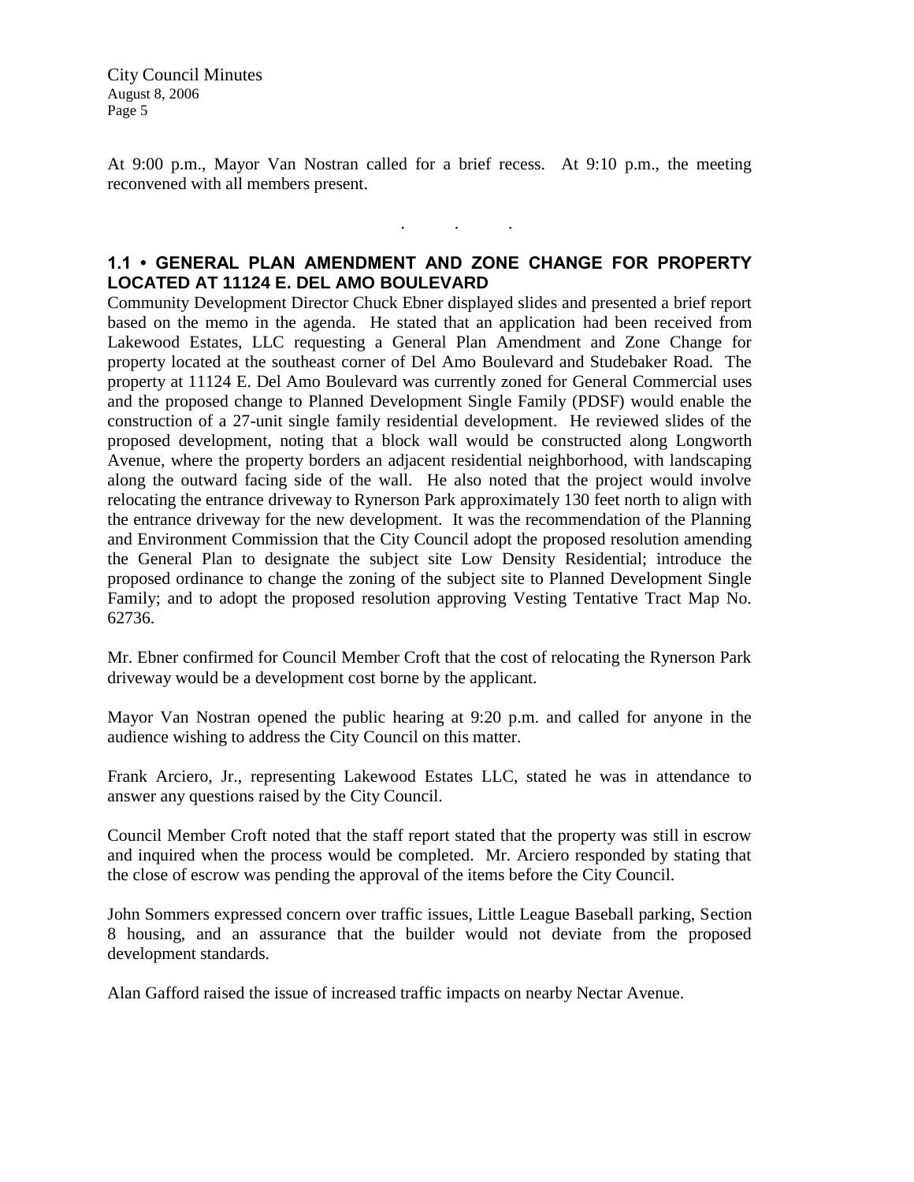At 9:00 p.m., Mayor Van Nostran called for a brief recess. At 9:10 p.m., the meeting reconvened with all members present.

. . .

## 1.1 • GENERAL PLAN AMENDMENT AND ZONE CHANGE FOR PROPERTY LOCATED AT 11124 E. DEL AMO BOULEVARD

Community Development Director Chuck Ebner displayed slides and presented a brief report based on the memo in the agenda. He stated that an application had been received from Lakewood Estates, LLC requesting a General Plan Amendment and Zone Change for property located at the southeast corner of Del Amo Boulevard and Studebaker Road. The property at 11124 E. Del Amo Boulevard was currently zoned for General Commercial uses and the proposed change to Planned Development Single Family (PDSF) would enable the construction of a 27-unit single family residential development. He reviewed slides of the proposed development, noting that a block wall would be constructed along Longworth Avenue, where the property borders an adjacent residential neighborhood, with landscaping along the outward facing side of the wall. He also noted that the project would involve relocating the entrance driveway to Rynerson Park approximately 130 feet north to align with the entrance driveway for the new development. It was the recommendation of the Planning and Environment Commission that the City Council adopt the proposed resolution amending the General Plan to designate the subject site Low Density Residential; introduce the proposed ordinance to change the zoning of the subject site to Planned Development Single Family; and to adopt the proposed resolution approving Vesting Tentative Tract Map No. 62736.

Mr. Ebner confirmed for Council Member Croft that the cost of relocating the Rynerson Park driveway would be a development cost borne by the applicant.

Mayor Van Nostran opened the public hearing at 9:20 p.m. and called for anyone in the audience wishing to address the City Council on this matter.

Frank Arciero, Jr., representing Lakewood Estates LLC, stated he was in attendance to answer any questions raised by the City Council.

Council Member Croft noted that the staff report stated that the property was still in escrow and inquired when the process would be completed. Mr. Arciero responded by stating that the close of escrow was pending the approval of the items before the City Council.

John Sommers expressed concern over traffic issues, Little League Baseball parking, Section 8 housing, and an assurance that the builder would not deviate from the proposed development standards.

Alan Gafford raised the issue of increased traffic impacts on nearby Nectar Avenue.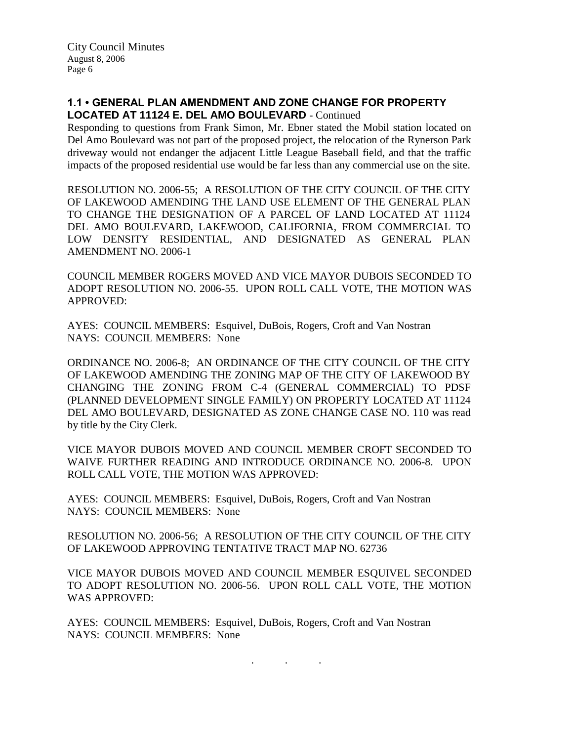## 1.1 • GENERAL PLAN AMENDMENT AND ZONE CHANGE FOR PROPERTY LOCATED AT 11124 E. DEL AMO BOULEVARD - Continued

Responding to questions from Frank Simon, Mr. Ebner stated the Mobil station located on Del Amo Boulevard was not part of the proposed project, the relocation of the Rynerson Park driveway would not endanger the adjacent Little League Baseball field, and that the traffic impacts of the proposed residential use would be far less than any commercial use on the site.

RESOLUTION NO. 2006-55; A RESOLUTION OF THE CITY COUNCIL OF THE CITY OF LAKEWOOD AMENDING THE LAND USE ELEMENT OF THE GENERAL PLAN TO CHANGE THE DESIGNATION OF A PARCEL OF LAND LOCATED AT 11124 DEL AMO BOULEVARD, LAKEWOOD, CALIFORNIA, FROM COMMERCIAL TO LOW DENSITY RESIDENTIAL, AND DESIGNATED AS GENERAL PLAN AMENDMENT NO. 2006-1

COUNCIL MEMBER ROGERS MOVED AND VICE MAYOR DUBOIS SECONDED TO ADOPT RESOLUTION NO. 2006-55. UPON ROLL CALL VOTE, THE MOTION WAS APPROVED:

AYES: COUNCIL MEMBERS: Esquivel, DuBois, Rogers, Croft and Van Nostran
NAYS: COUNCIL MEMBERS: None

ORDINANCE NO. 2006-8; AN ORDINANCE OF THE CITY COUNCIL OF THE CITY OF LAKEWOOD AMENDING THE ZONING MAP OF THE CITY OF LAKEWOOD BY CHANGING THE ZONING FROM C-4 (GENERAL COMMERCIAL) TO PDSF (PLANNED DEVELOPMENT SINGLE FAMILY) ON PROPERTY LOCATED AT 11124 DEL AMO BOULEVARD, DESIGNATED AS ZONE CHANGE CASE NO. 110 was read by title by the City Clerk.

VICE MAYOR DUBOIS MOVED AND COUNCIL MEMBER CROFT SECONDED TO WAIVE FURTHER READING AND INTRODUCE ORDINANCE NO. 2006-8. UPON ROLL CALL VOTE, THE MOTION WAS APPROVED:

AYES: COUNCIL MEMBERS: Esquivel, DuBois, Rogers, Croft and Van Nostran
NAYS: COUNCIL MEMBERS: None

RESOLUTION NO. 2006-56; A RESOLUTION OF THE CITY COUNCIL OF THE CITY OF LAKEWOOD APPROVING TENTATIVE TRACT MAP NO. 62736

VICE MAYOR DUBOIS MOVED AND COUNCIL MEMBER ESQUIVEL SECONDED TO ADOPT RESOLUTION NO. 2006-56. UPON ROLL CALL VOTE, THE MOTION WAS APPROVED:

AYES: COUNCIL MEMBERS: Esquivel, DuBois, Rogers, Croft and Van Nostran
NAYS: COUNCIL MEMBERS: None

. . .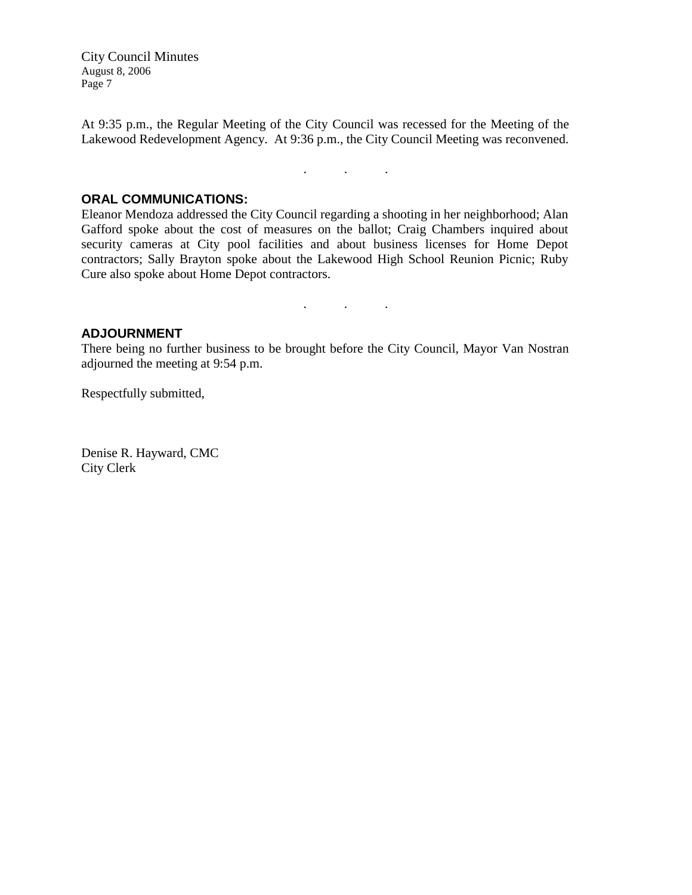At 9:35 p.m., the Regular Meeting of the City Council was recessed for the Meeting of the Lakewood Redevelopment Agency. At 9:36 p.m., the City Council Meeting was reconvened.

. . .

## ORAL COMMUNICATIONS:

Eleanor Mendoza addressed the City Council regarding a shooting in her neighborhood; Alan Gafford spoke about the cost of measures on the ballot; Craig Chambers inquired about security cameras at City pool facilities and about business licenses for Home Depot contractors; Sally Brayton spoke about the Lakewood High School Reunion Picnic; Ruby Cure also spoke about Home Depot contractors.

. . .

## ADJOURNMENT

There being no further business to be brought before the City Council, Mayor Van Nostran adjourned the meeting at 9:54 p.m.

Respectfully submitted,

Denise R. Hayward, CMC
City Clerk